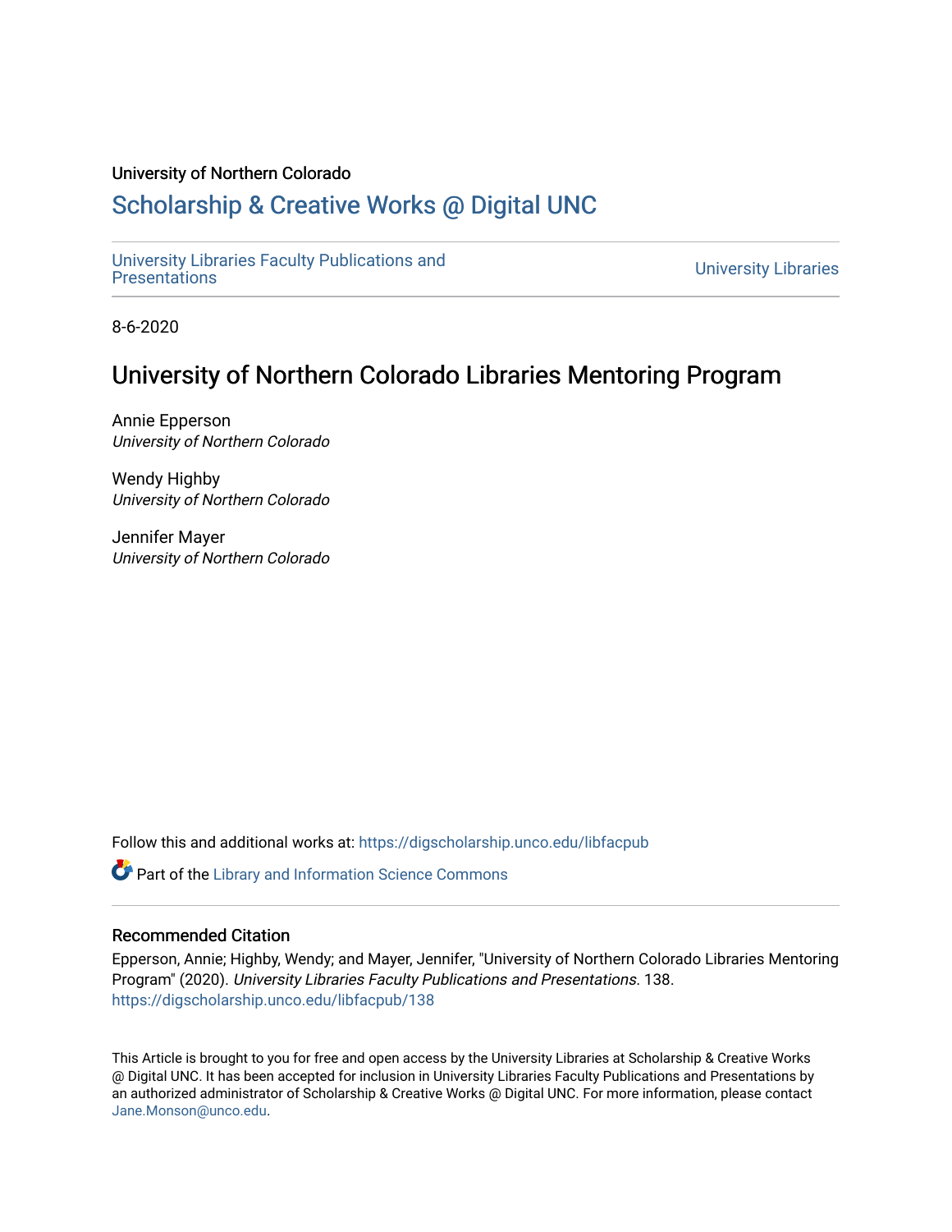University of Northern Colorado

## Scholarship & Creative Works @ Digital UNC

University Libraries Faculty Publications and Presentations | University Libraries

8-6-2020

# University of Northern Colorado Libraries Mentoring Program

Annie Epperson
*University of Northern Colorado*

Wendy Highby
*University of Northern Colorado*

Jennifer Mayer
*University of Northern Colorado*

Follow this and additional works at: https://digscholarship.unco.edu/libfacpub

Part of the Library and Information Science Commons

### Recommended Citation

Epperson, Annie; Highby, Wendy; and Mayer, Jennifer, "University of Northern Colorado Libraries Mentoring Program" (2020). *University Libraries Faculty Publications and Presentations*. 138.
https://digscholarship.unco.edu/libfacpub/138

This Article is brought to you for free and open access by the University Libraries at Scholarship & Creative Works @ Digital UNC. It has been accepted for inclusion in University Libraries Faculty Publications and Presentations by an authorized administrator of Scholarship & Creative Works @ Digital UNC. For more information, please contact Jane.Monson@unco.edu.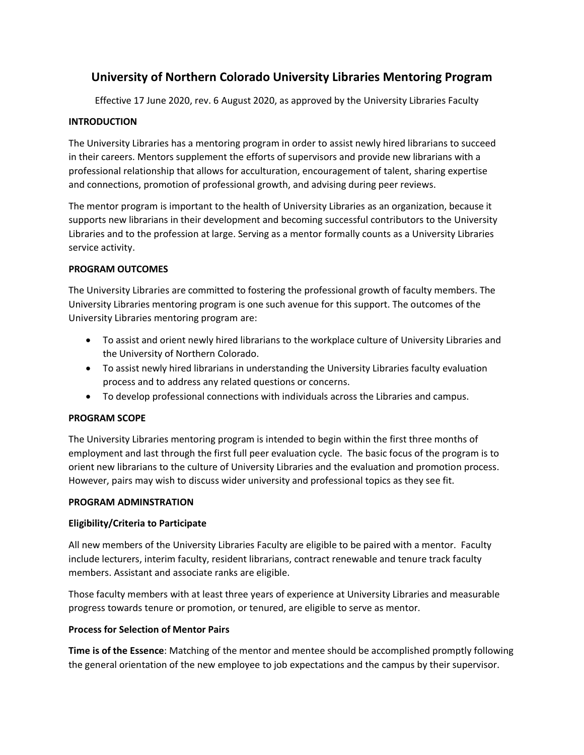# University of Northern Colorado University Libraries Mentoring Program

Effective 17 June 2020, rev. 6 August 2020, as approved by the University Libraries Faculty

## INTRODUCTION

The University Libraries has a mentoring program in order to assist newly hired librarians to succeed in their careers. Mentors supplement the efforts of supervisors and provide new librarians with a professional relationship that allows for acculturation, encouragement of talent, sharing expertise and connections, promotion of professional growth, and advising during peer reviews.

The mentor program is important to the health of University Libraries as an organization, because it supports new librarians in their development and becoming successful contributors to the University Libraries and to the profession at large. Serving as a mentor formally counts as a University Libraries service activity.

## PROGRAM OUTCOMES

The University Libraries are committed to fostering the professional growth of faculty members. The University Libraries mentoring program is one such avenue for this support. The outcomes of the University Libraries mentoring program are:

- To assist and orient newly hired librarians to the workplace culture of University Libraries and the University of Northern Colorado.
- To assist newly hired librarians in understanding the University Libraries faculty evaluation process and to address any related questions or concerns.
- To develop professional connections with individuals across the Libraries and campus.

## PROGRAM SCOPE

The University Libraries mentoring program is intended to begin within the first three months of employment and last through the first full peer evaluation cycle. The basic focus of the program is to orient new librarians to the culture of University Libraries and the evaluation and promotion process. However, pairs may wish to discuss wider university and professional topics as they see fit.

## PROGRAM ADMINSTRATION

### Eligibility/Criteria to Participate

All new members of the University Libraries Faculty are eligible to be paired with a mentor. Faculty include lecturers, interim faculty, resident librarians, contract renewable and tenure track faculty members. Assistant and associate ranks are eligible.

Those faculty members with at least three years of experience at University Libraries and measurable progress towards tenure or promotion, or tenured, are eligible to serve as mentor.

### Process for Selection of Mentor Pairs

**Time is of the Essence**: Matching of the mentor and mentee should be accomplished promptly following the general orientation of the new employee to job expectations and the campus by their supervisor.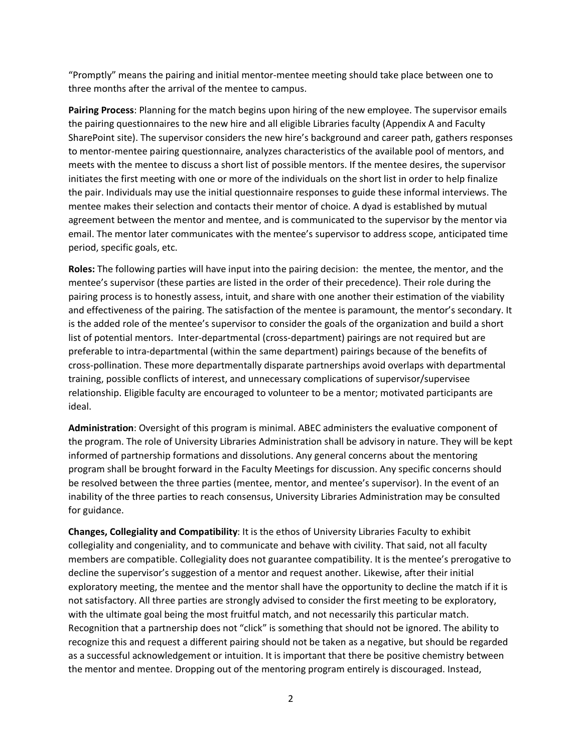"Promptly" means the pairing and initial mentor-mentee meeting should take place between one to three months after the arrival of the mentee to campus.

**Pairing Process**: Planning for the match begins upon hiring of the new employee. The supervisor emails the pairing questionnaires to the new hire and all eligible Libraries faculty (Appendix A and Faculty SharePoint site). The supervisor considers the new hire's background and career path, gathers responses to mentor-mentee pairing questionnaire, analyzes characteristics of the available pool of mentors, and meets with the mentee to discuss a short list of possible mentors. If the mentee desires, the supervisor initiates the first meeting with one or more of the individuals on the short list in order to help finalize the pair. Individuals may use the initial questionnaire responses to guide these informal interviews. The mentee makes their selection and contacts their mentor of choice. A dyad is established by mutual agreement between the mentor and mentee, and is communicated to the supervisor by the mentor via email. The mentor later communicates with the mentee's supervisor to address scope, anticipated time period, specific goals, etc.

**Roles:** The following parties will have input into the pairing decision: the mentee, the mentor, and the mentee's supervisor (these parties are listed in the order of their precedence). Their role during the pairing process is to honestly assess, intuit, and share with one another their estimation of the viability and effectiveness of the pairing. The satisfaction of the mentee is paramount, the mentor's secondary. It is the added role of the mentee's supervisor to consider the goals of the organization and build a short list of potential mentors. Inter-departmental (cross-department) pairings are not required but are preferable to intra-departmental (within the same department) pairings because of the benefits of cross-pollination. These more departmentally disparate partnerships avoid overlaps with departmental training, possible conflicts of interest, and unnecessary complications of supervisor/supervisee relationship. Eligible faculty are encouraged to volunteer to be a mentor; motivated participants are ideal.

**Administration**: Oversight of this program is minimal. ABEC administers the evaluative component of the program. The role of University Libraries Administration shall be advisory in nature. They will be kept informed of partnership formations and dissolutions. Any general concerns about the mentoring program shall be brought forward in the Faculty Meetings for discussion. Any specific concerns should be resolved between the three parties (mentee, mentor, and mentee's supervisor). In the event of an inability of the three parties to reach consensus, University Libraries Administration may be consulted for guidance.

**Changes, Collegiality and Compatibility**: It is the ethos of University Libraries Faculty to exhibit collegiality and congeniality, and to communicate and behave with civility. That said, not all faculty members are compatible. Collegiality does not guarantee compatibility. It is the mentee's prerogative to decline the supervisor's suggestion of a mentor and request another. Likewise, after their initial exploratory meeting, the mentee and the mentor shall have the opportunity to decline the match if it is not satisfactory. All three parties are strongly advised to consider the first meeting to be exploratory, with the ultimate goal being the most fruitful match, and not necessarily this particular match. Recognition that a partnership does not "click" is something that should not be ignored. The ability to recognize this and request a different pairing should not be taken as a negative, but should be regarded as a successful acknowledgement or intuition. It is important that there be positive chemistry between the mentor and mentee. Dropping out of the mentoring program entirely is discouraged. Instead,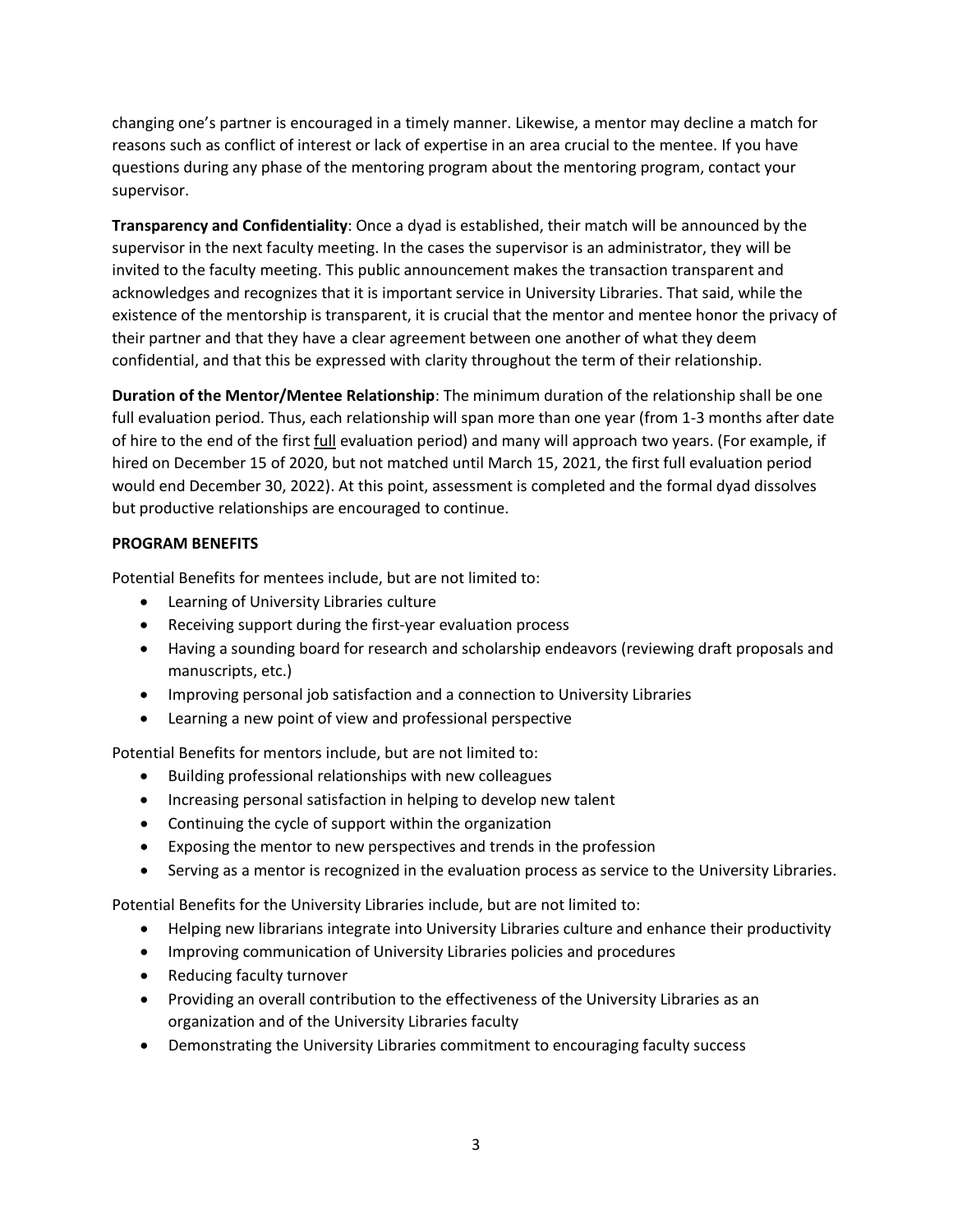changing one's partner is encouraged in a timely manner. Likewise, a mentor may decline a match for reasons such as conflict of interest or lack of expertise in an area crucial to the mentee. If you have questions during any phase of the mentoring program about the mentoring program, contact your supervisor.

**Transparency and Confidentiality**: Once a dyad is established, their match will be announced by the supervisor in the next faculty meeting. In the cases the supervisor is an administrator, they will be invited to the faculty meeting. This public announcement makes the transaction transparent and acknowledges and recognizes that it is important service in University Libraries. That said, while the existence of the mentorship is transparent, it is crucial that the mentor and mentee honor the privacy of their partner and that they have a clear agreement between one another of what they deem confidential, and that this be expressed with clarity throughout the term of their relationship.

**Duration of the Mentor/Mentee Relationship**: The minimum duration of the relationship shall be one full evaluation period. Thus, each relationship will span more than one year (from 1-3 months after date of hire to the end of the first <u>full</u> evaluation period) and many will approach two years. (For example, if hired on December 15 of 2020, but not matched until March 15, 2021, the first full evaluation period would end December 30, 2022). At this point, assessment is completed and the formal dyad dissolves but productive relationships are encouraged to continue.

**PROGRAM BENEFITS**

Potential Benefits for mentees include, but are not limited to:

- Learning of University Libraries culture
- Receiving support during the first-year evaluation process
- Having a sounding board for research and scholarship endeavors (reviewing draft proposals and manuscripts, etc.)
- Improving personal job satisfaction and a connection to University Libraries
- Learning a new point of view and professional perspective

Potential Benefits for mentors include, but are not limited to:

- Building professional relationships with new colleagues
- Increasing personal satisfaction in helping to develop new talent
- Continuing the cycle of support within the organization
- Exposing the mentor to new perspectives and trends in the profession
- Serving as a mentor is recognized in the evaluation process as service to the University Libraries.

Potential Benefits for the University Libraries include, but are not limited to:

- Helping new librarians integrate into University Libraries culture and enhance their productivity
- Improving communication of University Libraries policies and procedures
- Reducing faculty turnover
- Providing an overall contribution to the effectiveness of the University Libraries as an organization and of the University Libraries faculty
- Demonstrating the University Libraries commitment to encouraging faculty success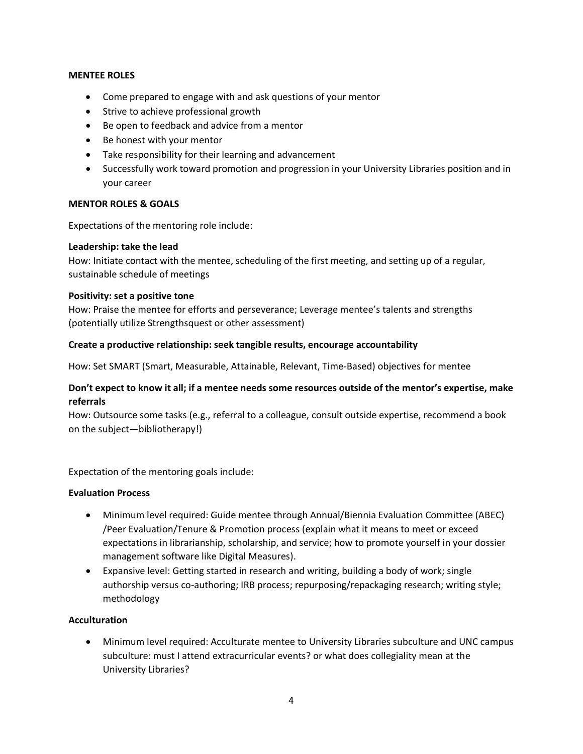**MENTEE ROLES**

- Come prepared to engage with and ask questions of your mentor
- Strive to achieve professional growth
- Be open to feedback and advice from a mentor
- Be honest with your mentor
- Take responsibility for their learning and advancement
- Successfully work toward promotion and progression in your University Libraries position and in your career

**MENTOR ROLES & GOALS**

Expectations of the mentoring role include:

**Leadership: take the lead**
How: Initiate contact with the mentee, scheduling of the first meeting, and setting up of a regular, sustainable schedule of meetings

**Positivity: set a positive tone**
How: Praise the mentee for efforts and perseverance; Leverage mentee's talents and strengths (potentially utilize Strengthsquest or other assessment)

**Create a productive relationship: seek tangible results, encourage accountability**

How: Set SMART (Smart, Measurable, Attainable, Relevant, Time-Based) objectives for mentee

**Don't expect to know it all; if a mentee needs some resources outside of the mentor's expertise, make referrals**
How: Outsource some tasks (e.g., referral to a colleague, consult outside expertise, recommend a book on the subject—bibliotherapy!)

Expectation of the mentoring goals include:

**Evaluation Process**

- Minimum level required: Guide mentee through Annual/Biennia Evaluation Committee (ABEC) /Peer Evaluation/Tenure & Promotion process (explain what it means to meet or exceed expectations in librarianship, scholarship, and service; how to promote yourself in your dossier management software like Digital Measures).
- Expansive level: Getting started in research and writing, building a body of work; single authorship versus co-authoring; IRB process; repurposing/repackaging research; writing style; methodology

**Acculturation**

- Minimum level required: Acculturate mentee to University Libraries subculture and UNC campus subculture: must I attend extracurricular events? or what does collegiality mean at the University Libraries?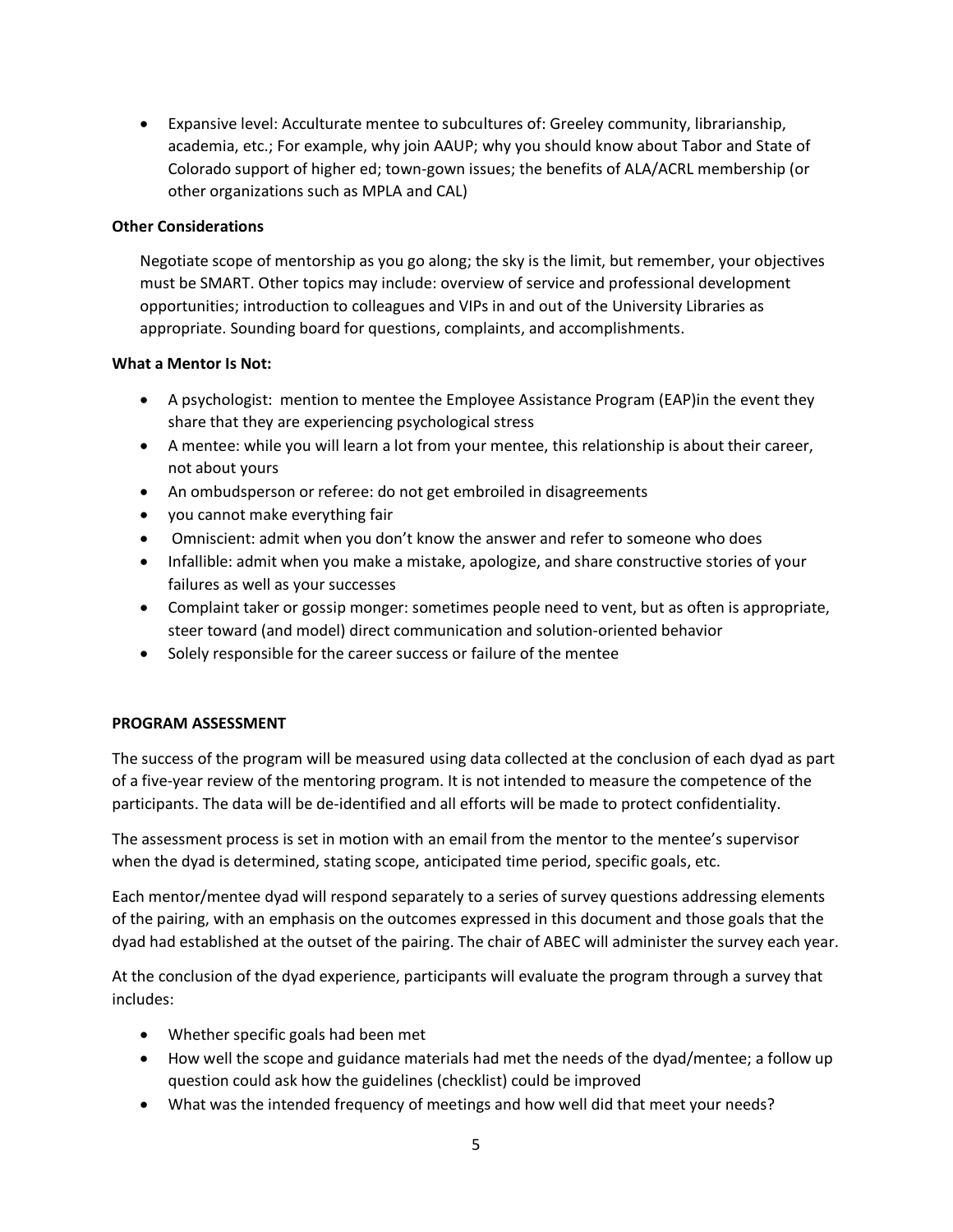- Expansive level: Acculturate mentee to subcultures of: Greeley community, librarianship, academia, etc.; For example, why join AAUP; why you should know about Tabor and State of Colorado support of higher ed; town-gown issues; the benefits of ALA/ACRL membership (or other organizations such as MPLA and CAL)

**Other Considerations**

Negotiate scope of mentorship as you go along; the sky is the limit, but remember, your objectives must be SMART. Other topics may include: overview of service and professional development opportunities; introduction to colleagues and VIPs in and out of the University Libraries as appropriate. Sounding board for questions, complaints, and accomplishments.

**What a Mentor Is Not:**

- A psychologist: mention to mentee the Employee Assistance Program (EAP)in the event they share that they are experiencing psychological stress
- A mentee: while you will learn a lot from your mentee, this relationship is about their career, not about yours
- An ombudsperson or referee: do not get embroiled in disagreements
- you cannot make everything fair
- Omniscient: admit when you don't know the answer and refer to someone who does
- Infallible: admit when you make a mistake, apologize, and share constructive stories of your failures as well as your successes
- Complaint taker or gossip monger: sometimes people need to vent, but as often is appropriate, steer toward (and model) direct communication and solution-oriented behavior
- Solely responsible for the career success or failure of the mentee

**PROGRAM ASSESSMENT**

The success of the program will be measured using data collected at the conclusion of each dyad as part of a five-year review of the mentoring program. It is not intended to measure the competence of the participants. The data will be de-identified and all efforts will be made to protect confidentiality.

The assessment process is set in motion with an email from the mentor to the mentee's supervisor when the dyad is determined, stating scope, anticipated time period, specific goals, etc.

Each mentor/mentee dyad will respond separately to a series of survey questions addressing elements of the pairing, with an emphasis on the outcomes expressed in this document and those goals that the dyad had established at the outset of the pairing. The chair of ABEC will administer the survey each year.

At the conclusion of the dyad experience, participants will evaluate the program through a survey that includes:

- Whether specific goals had been met
- How well the scope and guidance materials had met the needs of the dyad/mentee; a follow up question could ask how the guidelines (checklist) could be improved
- What was the intended frequency of meetings and how well did that meet your needs?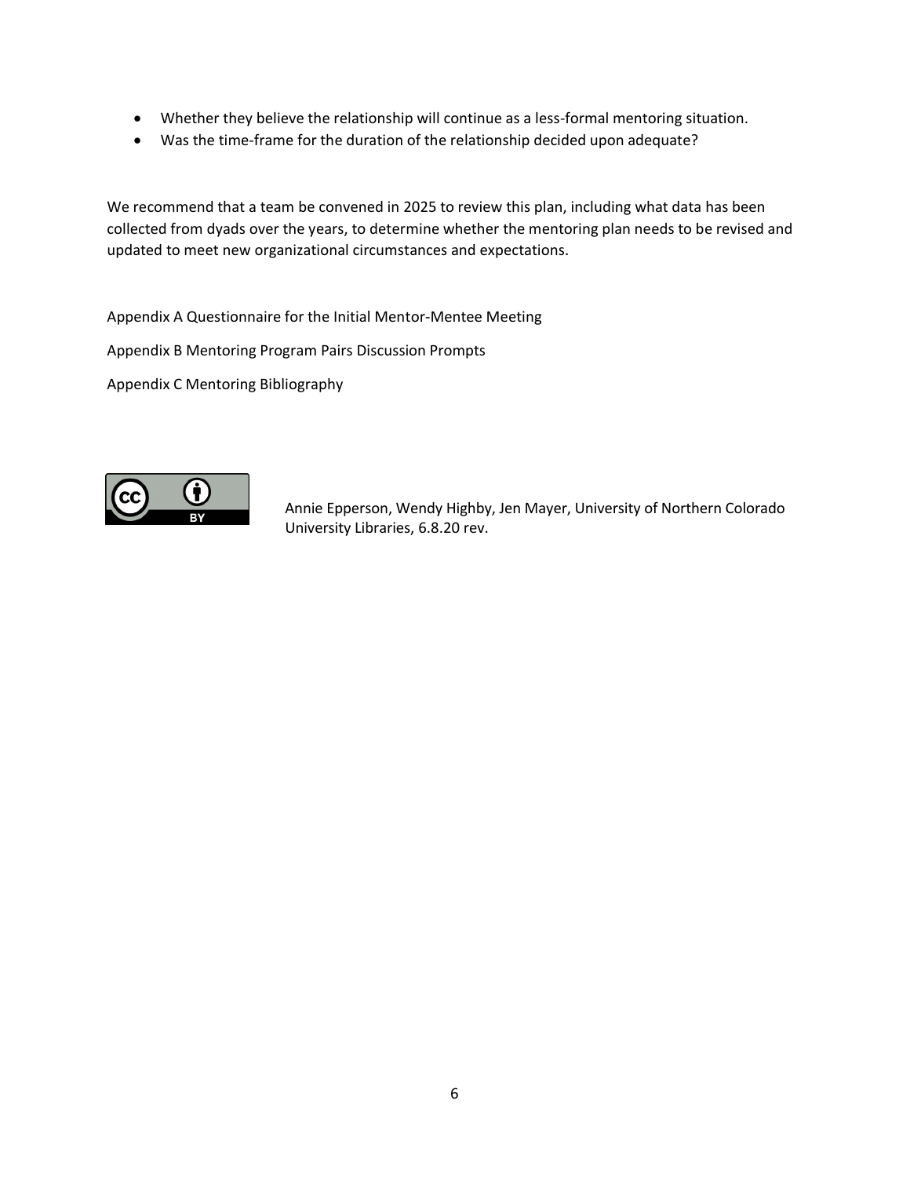- Whether they believe the relationship will continue as a less-formal mentoring situation.
- Was the time-frame for the duration of the relationship decided upon adequate?

We recommend that a team be convened in 2025 to review this plan, including what data has been collected from dyads over the years, to determine whether the mentoring plan needs to be revised and updated to meet new organizational circumstances and expectations.

Appendix A Questionnaire for the Initial Mentor-Mentee Meeting

Appendix B Mentoring Program Pairs Discussion Prompts

Appendix C Mentoring Bibliography

CC BY

Annie Epperson, Wendy Highby, Jen Mayer, University of Northern Colorado University Libraries, 6.8.20 rev.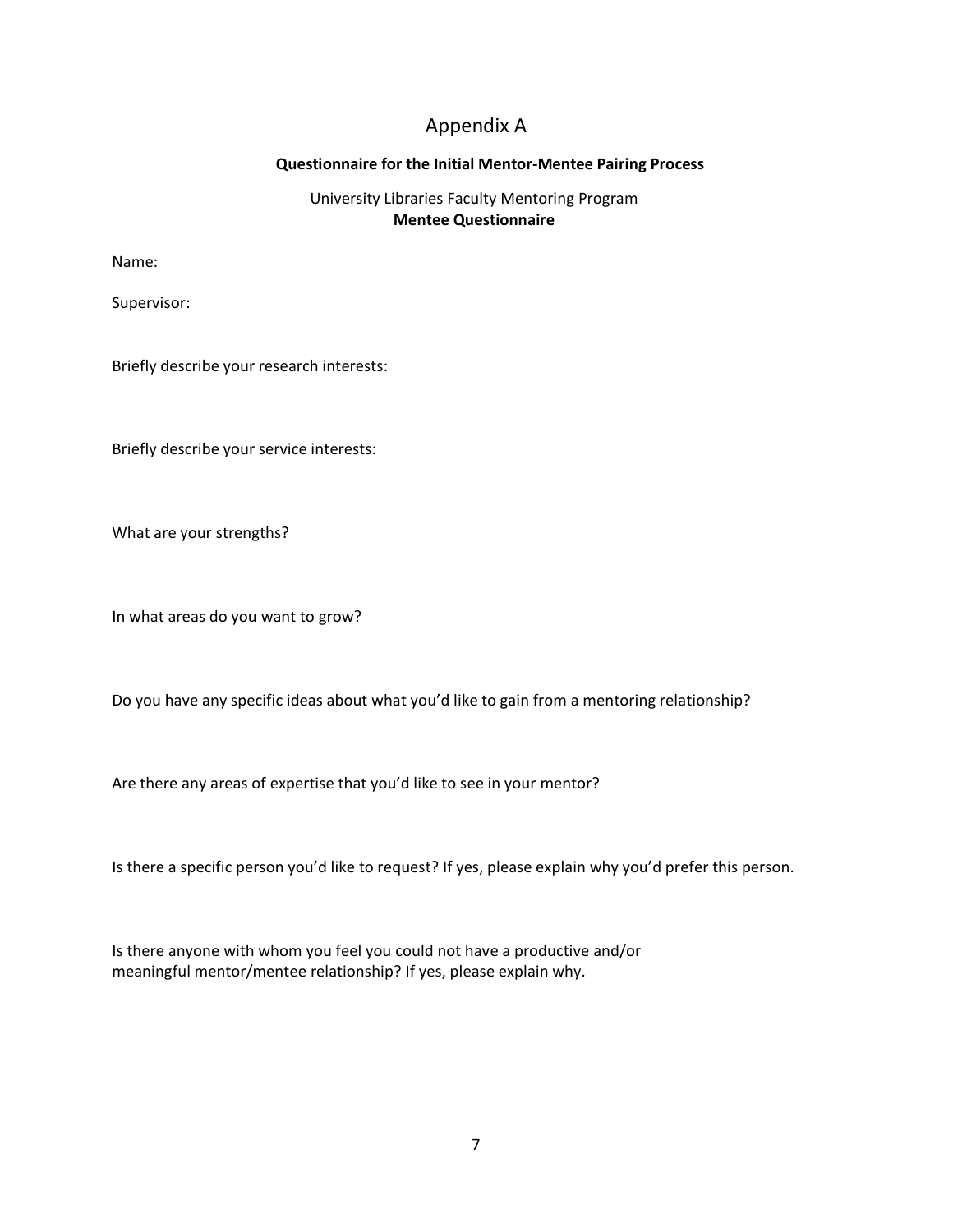# Appendix A

**Questionnaire for the Initial Mentor-Mentee Pairing Process**

University Libraries Faculty Mentoring Program
**Mentee Questionnaire**

Name:

Supervisor:

Briefly describe your research interests:

Briefly describe your service interests:

What are your strengths?

In what areas do you want to grow?

Do you have any specific ideas about what you'd like to gain from a mentoring relationship?

Are there any areas of expertise that you'd like to see in your mentor?

Is there a specific person you'd like to request? If yes, please explain why you'd prefer this person.

Is there anyone with whom you feel you could not have a productive and/or meaningful mentor/mentee relationship? If yes, please explain why.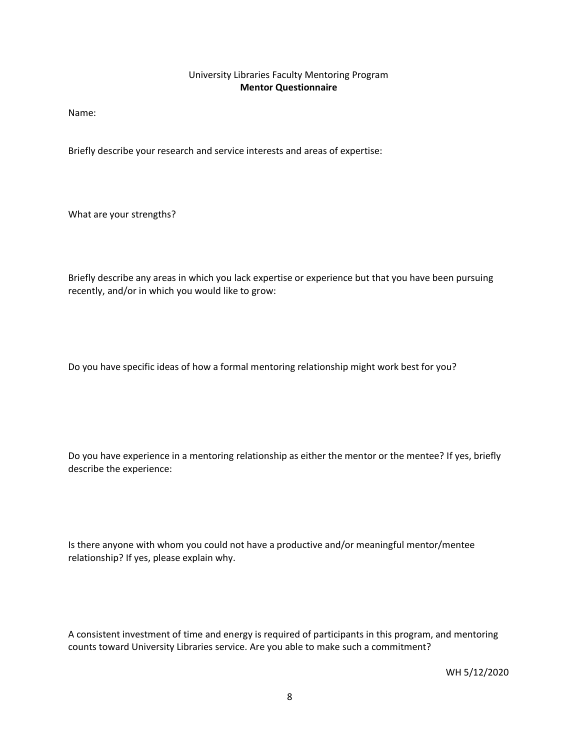University Libraries Faculty Mentoring Program

**Mentor Questionnaire**

Name:

Briefly describe your research and service interests and areas of expertise:

What are your strengths?

Briefly describe any areas in which you lack expertise or experience but that you have been pursuing recently, and/or in which you would like to grow:

Do you have specific ideas of how a formal mentoring relationship might work best for you?

Do you have experience in a mentoring relationship as either the mentor or the mentee? If yes, briefly describe the experience:

Is there anyone with whom you could not have a productive and/or meaningful mentor/mentee relationship? If yes, please explain why.

A consistent investment of time and energy is required of participants in this program, and mentoring counts toward University Libraries service. Are you able to make such a commitment?

WH 5/12/2020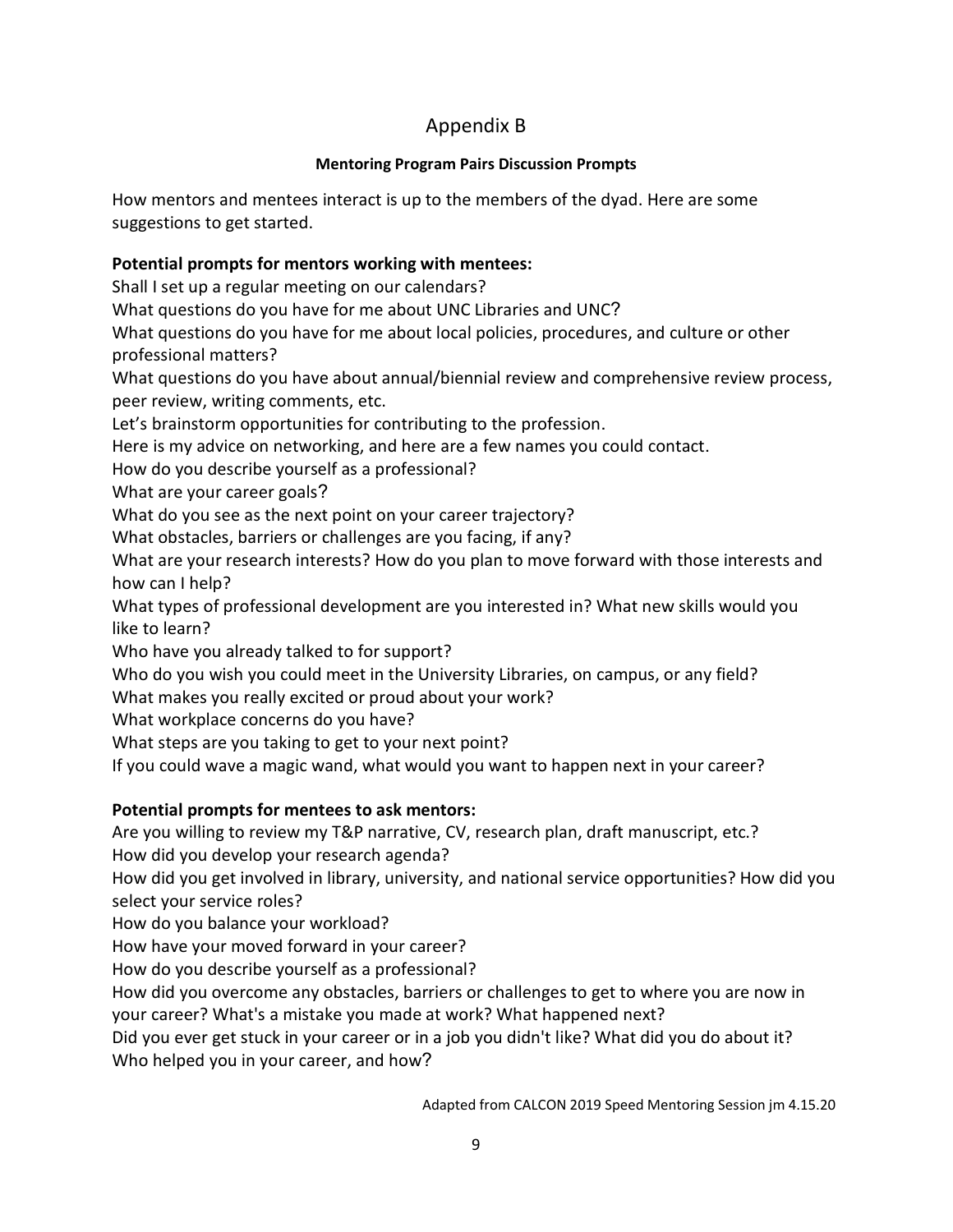# Appendix B

**Mentoring Program Pairs Discussion Prompts**

How mentors and mentees interact is up to the members of the dyad. Here are some suggestions to get started.

**Potential prompts for mentors working with mentees:**

Shall I set up a regular meeting on our calendars?
What questions do you have for me about UNC Libraries and UNC?
What questions do you have for me about local policies, procedures, and culture or other professional matters?
What questions do you have about annual/biennial review and comprehensive review process, peer review, writing comments, etc.
Let's brainstorm opportunities for contributing to the profession.
Here is my advice on networking, and here are a few names you could contact.
How do you describe yourself as a professional?
What are your career goals?
What do you see as the next point on your career trajectory?
What obstacles, barriers or challenges are you facing, if any?
What are your research interests? How do you plan to move forward with those interests and how can I help?
What types of professional development are you interested in? What new skills would you like to learn?
Who have you already talked to for support?
Who do you wish you could meet in the University Libraries, on campus, or any field?
What makes you really excited or proud about your work?
What workplace concerns do you have?
What steps are you taking to get to your next point?
If you could wave a magic wand, what would you want to happen next in your career?

**Potential prompts for mentees to ask mentors:**

Are you willing to review my T&P narrative, CV, research plan, draft manuscript, etc.?
How did you develop your research agenda?
How did you get involved in library, university, and national service opportunities? How did you select your service roles?
How do you balance your workload?
How have your moved forward in your career?
How do you describe yourself as a professional?
How did you overcome any obstacles, barriers or challenges to get to where you are now in your career? What's a mistake you made at work? What happened next?
Did you ever get stuck in your career or in a job you didn't like? What did you do about it?
Who helped you in your career, and how?

Adapted from CALCON 2019 Speed Mentoring Session jm 4.15.20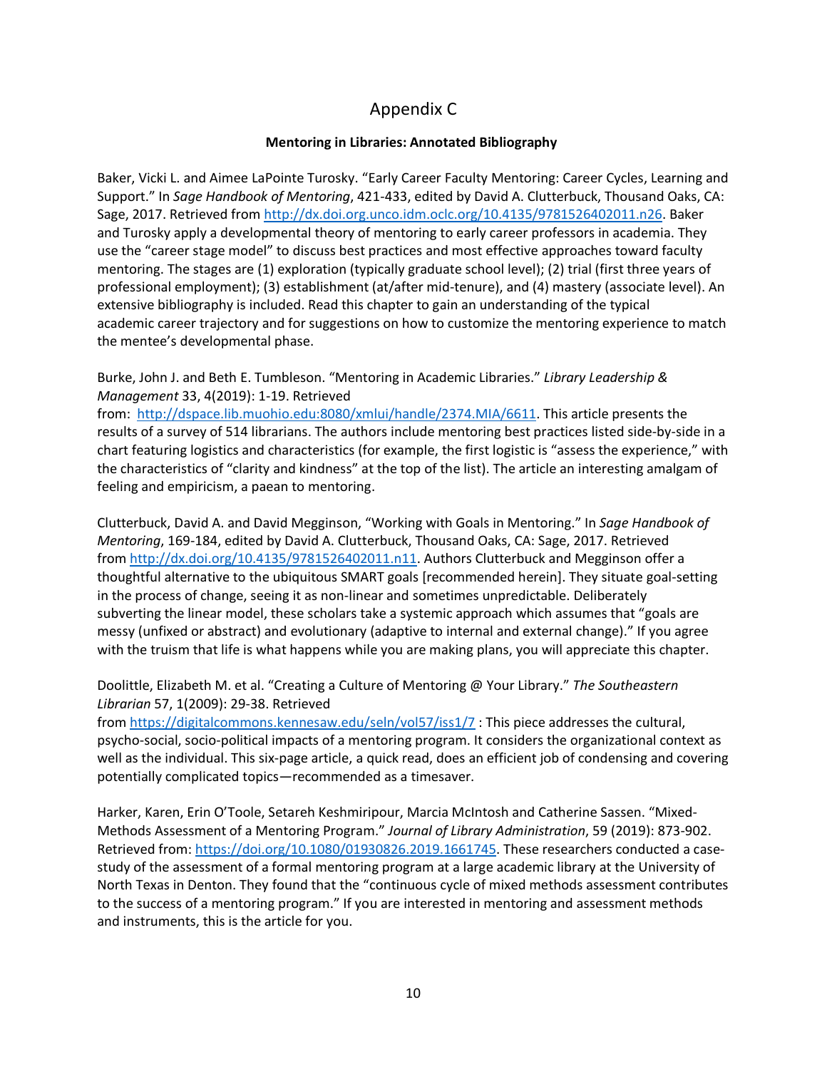# Appendix C

**Mentoring in Libraries: Annotated Bibliography**

Baker, Vicki L. and Aimee LaPointe Turosky. "Early Career Faculty Mentoring: Career Cycles, Learning and Support." In *Sage Handbook of Mentoring*, 421-433, edited by David A. Clutterbuck, Thousand Oaks, CA: Sage, 2017. Retrieved from http://dx.doi.org.unco.idm.oclc.org/10.4135/9781526402011.n26. Baker and Turosky apply a developmental theory of mentoring to early career professors in academia. They use the "career stage model" to discuss best practices and most effective approaches toward faculty mentoring. The stages are (1) exploration (typically graduate school level); (2) trial (first three years of professional employment); (3) establishment (at/after mid-tenure), and (4) mastery (associate level). An extensive bibliography is included. Read this chapter to gain an understanding of the typical academic career trajectory and for suggestions on how to customize the mentoring experience to match the mentee's developmental phase.

Burke, John J. and Beth E. Tumbleson. "Mentoring in Academic Libraries." *Library Leadership & Management* 33, 4(2019): 1-19. Retrieved from: http://dspace.lib.muohio.edu:8080/xmlui/handle/2374.MIA/6611. This article presents the results of a survey of 514 librarians. The authors include mentoring best practices listed side-by-side in a chart featuring logistics and characteristics (for example, the first logistic is "assess the experience," with the characteristics of "clarity and kindness" at the top of the list). The article an interesting amalgam of feeling and empiricism, a paean to mentoring.

Clutterbuck, David A. and David Megginson, "Working with Goals in Mentoring." In *Sage Handbook of Mentoring*, 169-184, edited by David A. Clutterbuck, Thousand Oaks, CA: Sage, 2017. Retrieved from http://dx.doi.org/10.4135/9781526402011.n11. Authors Clutterbuck and Megginson offer a thoughtful alternative to the ubiquitous SMART goals [recommended herein]. They situate goal-setting in the process of change, seeing it as non-linear and sometimes unpredictable. Deliberately subverting the linear model, these scholars take a systemic approach which assumes that "goals are messy (unfixed or abstract) and evolutionary (adaptive to internal and external change)." If you agree with the truism that life is what happens while you are making plans, you will appreciate this chapter.

Doolittle, Elizabeth M. et al. "Creating a Culture of Mentoring @ Your Library." *The Southeastern Librarian* 57, 1(2009): 29-38. Retrieved from https://digitalcommons.kennesaw.edu/seln/vol57/iss1/7 : This piece addresses the cultural, psycho-social, socio-political impacts of a mentoring program. It considers the organizational context as well as the individual. This six-page article, a quick read, does an efficient job of condensing and covering potentially complicated topics—recommended as a timesaver.

Harker, Karen, Erin O'Toole, Setareh Keshmiripour, Marcia McIntosh and Catherine Sassen. "Mixed-Methods Assessment of a Mentoring Program." *Journal of Library Administration*, 59 (2019): 873-902. Retrieved from: https://doi.org/10.1080/01930826.2019.1661745. These researchers conducted a case-study of the assessment of a formal mentoring program at a large academic library at the University of North Texas in Denton. They found that the "continuous cycle of mixed methods assessment contributes to the success of a mentoring program." If you are interested in mentoring and assessment methods and instruments, this is the article for you.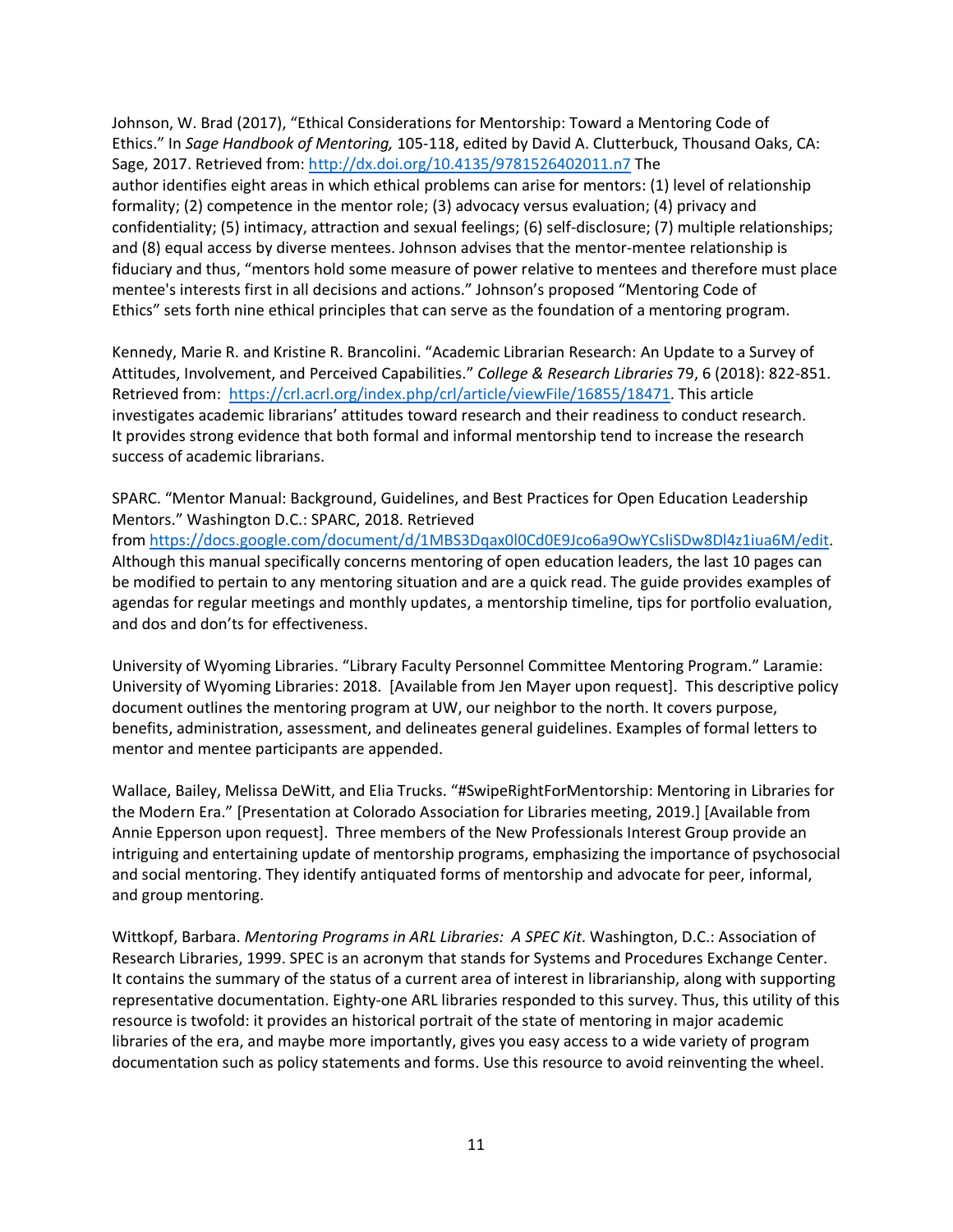Johnson, W. Brad (2017), "Ethical Considerations for Mentorship: Toward a Mentoring Code of Ethics." In *Sage Handbook of Mentoring,* 105-118, edited by David A. Clutterbuck, Thousand Oaks, CA: Sage, 2017. Retrieved from: http://dx.doi.org/10.4135/9781526402011.n7 The author identifies eight areas in which ethical problems can arise for mentors: (1) level of relationship formality; (2) competence in the mentor role; (3) advocacy versus evaluation; (4) privacy and confidentiality; (5) intimacy, attraction and sexual feelings; (6) self-disclosure; (7) multiple relationships; and (8) equal access by diverse mentees. Johnson advises that the mentor-mentee relationship is fiduciary and thus, "mentors hold some measure of power relative to mentees and therefore must place mentee's interests first in all decisions and actions." Johnson's proposed "Mentoring Code of Ethics" sets forth nine ethical principles that can serve as the foundation of a mentoring program.

Kennedy, Marie R. and Kristine R. Brancolini. "Academic Librarian Research: An Update to a Survey of Attitudes, Involvement, and Perceived Capabilities." *College & Research Libraries* 79, 6 (2018): 822-851. Retrieved from: https://crl.acrl.org/index.php/crl/article/viewFile/16855/18471. This article investigates academic librarians' attitudes toward research and their readiness to conduct research. It provides strong evidence that both formal and informal mentorship tend to increase the research success of academic librarians.

SPARC. "Mentor Manual: Background, Guidelines, and Best Practices for Open Education Leadership Mentors." Washington D.C.: SPARC, 2018. Retrieved from https://docs.google.com/document/d/1MBS3Dqax0l0Cd0E9Jco6a9OwYCsliSDw8Dl4z1iua6M/edit. Although this manual specifically concerns mentoring of open education leaders, the last 10 pages can be modified to pertain to any mentoring situation and are a quick read. The guide provides examples of agendas for regular meetings and monthly updates, a mentorship timeline, tips for portfolio evaluation, and dos and don'ts for effectiveness.

University of Wyoming Libraries. "Library Faculty Personnel Committee Mentoring Program." Laramie: University of Wyoming Libraries: 2018. [Available from Jen Mayer upon request]. This descriptive policy document outlines the mentoring program at UW, our neighbor to the north. It covers purpose, benefits, administration, assessment, and delineates general guidelines. Examples of formal letters to mentor and mentee participants are appended.

Wallace, Bailey, Melissa DeWitt, and Elia Trucks. "#SwipeRightForMentorship: Mentoring in Libraries for the Modern Era." [Presentation at Colorado Association for Libraries meeting, 2019.] [Available from Annie Epperson upon request]. Three members of the New Professionals Interest Group provide an intriguing and entertaining update of mentorship programs, emphasizing the importance of psychosocial and social mentoring. They identify antiquated forms of mentorship and advocate for peer, informal, and group mentoring.

Wittkopf, Barbara. *Mentoring Programs in ARL Libraries: A SPEC Kit*. Washington, D.C.: Association of Research Libraries, 1999. SPEC is an acronym that stands for Systems and Procedures Exchange Center. It contains the summary of the status of a current area of interest in librarianship, along with supporting representative documentation. Eighty-one ARL libraries responded to this survey. Thus, this utility of this resource is twofold: it provides an historical portrait of the state of mentoring in major academic libraries of the era, and maybe more importantly, gives you easy access to a wide variety of program documentation such as policy statements and forms. Use this resource to avoid reinventing the wheel.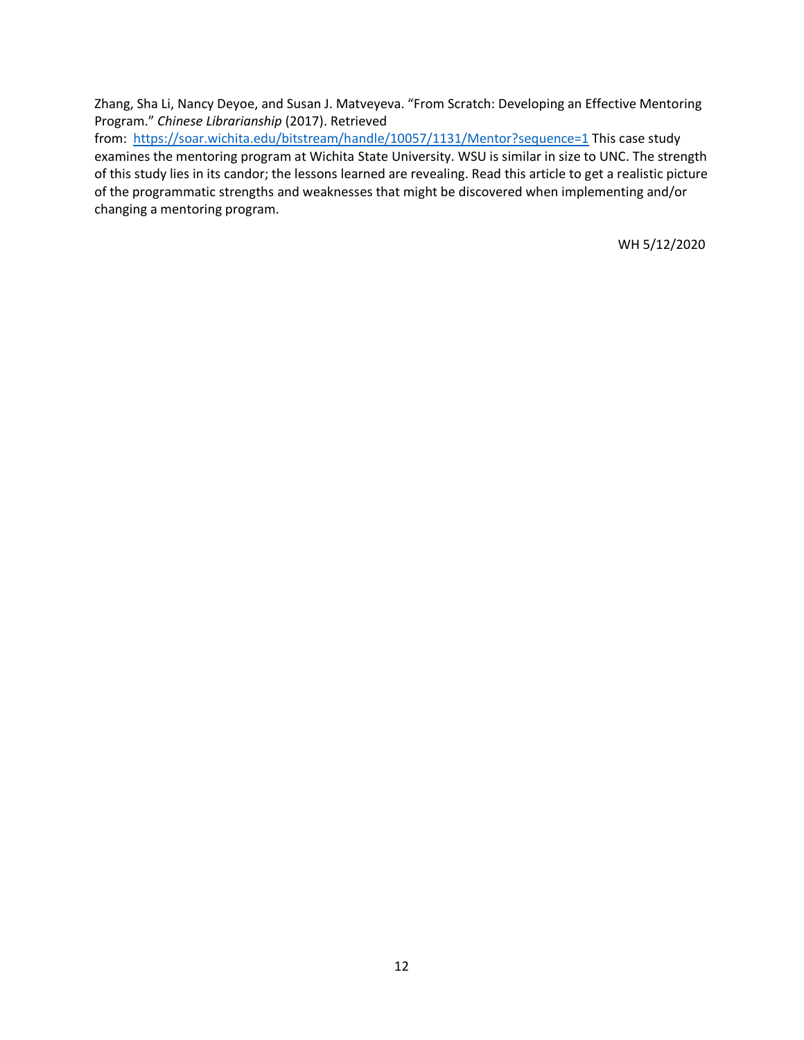Zhang, Sha Li, Nancy Deyoe, and Susan J. Matveyeva. "From Scratch: Developing an Effective Mentoring Program." *Chinese Librarianship* (2017). Retrieved from: https://soar.wichita.edu/bitstream/handle/10057/1131/Mentor?sequence=1 This case study examines the mentoring program at Wichita State University. WSU is similar in size to UNC. The strength of this study lies in its candor; the lessons learned are revealing. Read this article to get a realistic picture of the programmatic strengths and weaknesses that might be discovered when implementing and/or changing a mentoring program.

WH 5/12/2020